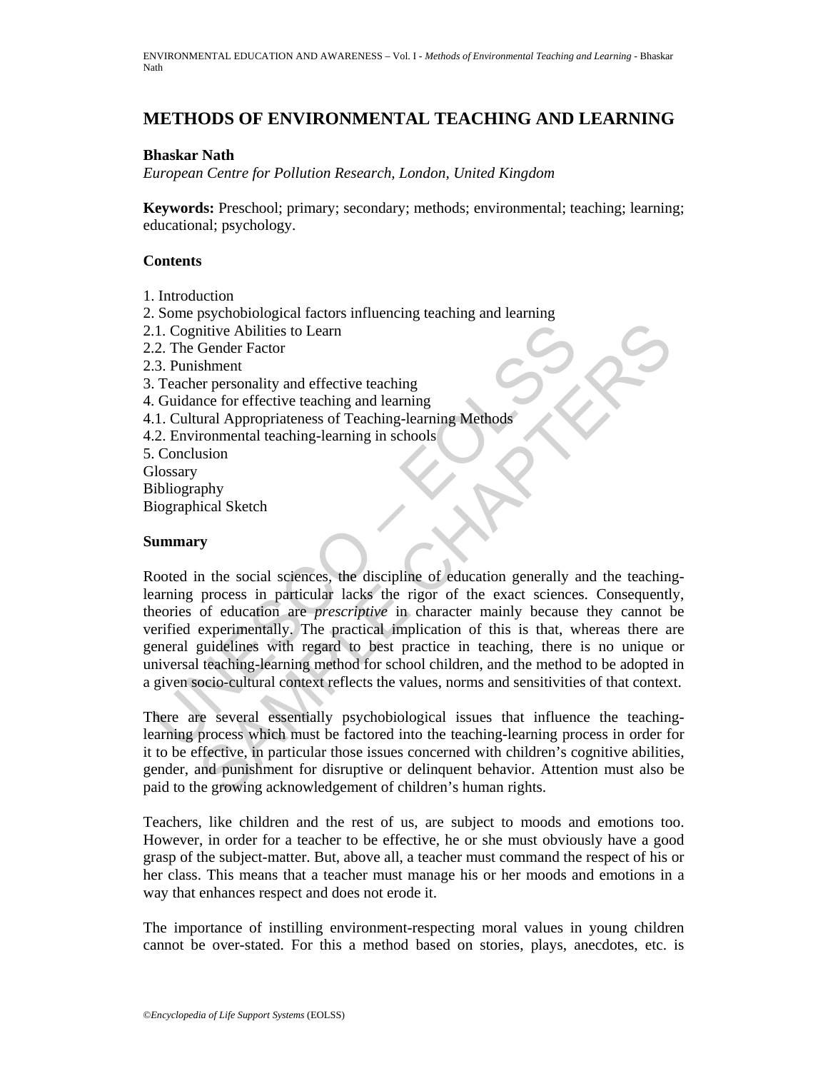# METHODS OF ENVIRONMENTAL TEACHING AND LEARNING

**Bhaskar Nath**

*European Centre for Pollution Research, London, United Kingdom*

**Keywords:** Preschool; primary; secondary; methods; environmental; teaching; learning; educational; psychology.

**Contents**

1. Introduction
2. Some psychobiological factors influencing teaching and learning
2.1. Cognitive Abilities to Learn
2.2. The Gender Factor
2.3. Punishment
3. Teacher personality and effective teaching
4. Guidance for effective teaching and learning
4.1. Cultural Appropriateness of Teaching-learning Methods
4.2. Environmental teaching-learning in schools
5. Conclusion

Glossary
Bibliography
Biographical Sketch

**Summary**

Rooted in the social sciences, the discipline of education generally and the teaching-learning process in particular lacks the rigor of the exact sciences. Consequently, theories of education are *prescriptive* in character mainly because they cannot be verified experimentally. The practical implication of this is that, whereas there are general guidelines with regard to best practice in teaching, there is no unique or universal teaching-learning method for school children, and the method to be adopted in a given socio-cultural context reflects the values, norms and sensitivities of that context.

There are several essentially psychobiological issues that influence the teaching-learning process which must be factored into the teaching-learning process in order for it to be effective, in particular those issues concerned with children's cognitive abilities, gender, and punishment for disruptive or delinquent behavior. Attention must also be paid to the growing acknowledgement of children's human rights.

Teachers, like children and the rest of us, are subject to moods and emotions too. However, in order for a teacher to be effective, he or she must obviously have a good grasp of the subject-matter. But, above all, a teacher must command the respect of his or her class. This means that a teacher must manage his or her moods and emotions in a way that enhances respect and does not erode it.

The importance of instilling environment-respecting moral values in young children cannot be over-stated. For this a method based on stories, plays, anecdotes, etc. is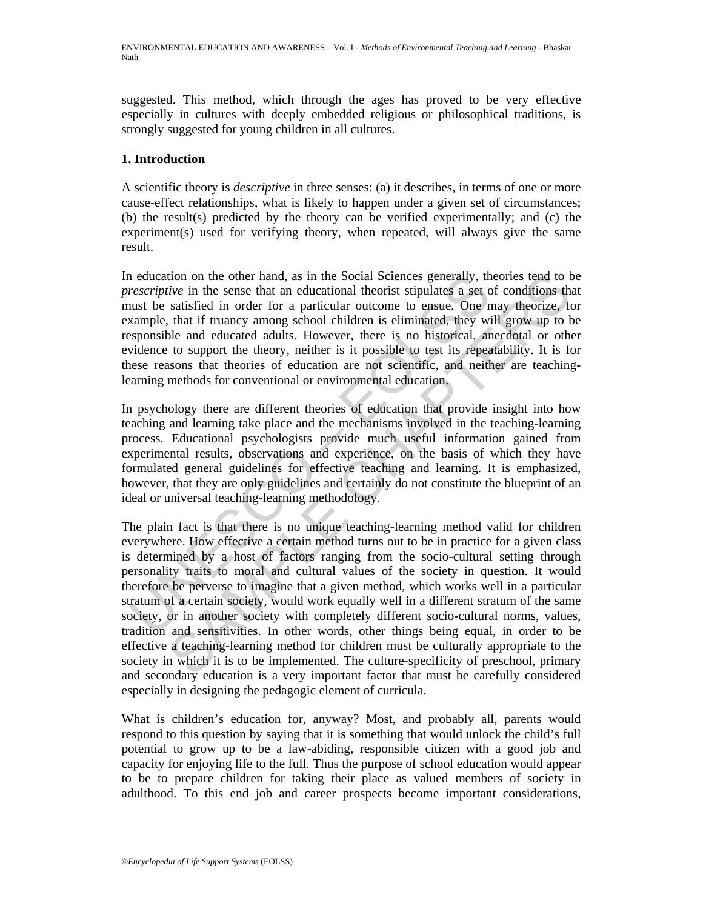suggested. This method, which through the ages has proved to be very effective especially in cultures with deeply embedded religious or philosophical traditions, is strongly suggested for young children in all cultures.

## 1. Introduction

A scientific theory is *descriptive* in three senses: (a) it describes, in terms of one or more cause-effect relationships, what is likely to happen under a given set of circumstances; (b) the result(s) predicted by the theory can be verified experimentally; and (c) the experiment(s) used for verifying theory, when repeated, will always give the same result.

In education on the other hand, as in the Social Sciences generally, theories tend to be *prescriptive* in the sense that an educational theorist stipulates a set of conditions that must be satisfied in order for a particular outcome to ensue. One may theorize, for example, that if truancy among school children is eliminated, they will grow up to be responsible and educated adults. However, there is no historical, anecdotal or other evidence to support the theory, neither is it possible to test its repeatability. It is for these reasons that theories of education are not scientific, and neither are teaching-learning methods for conventional or environmental education.

In psychology there are different theories of education that provide insight into how teaching and learning take place and the mechanisms involved in the teaching-learning process. Educational psychologists provide much useful information gained from experimental results, observations and experience, on the basis of which they have formulated general guidelines for effective teaching and learning. It is emphasized, however, that they are only guidelines and certainly do not constitute the blueprint of an ideal or universal teaching-learning methodology.

The plain fact is that there is no unique teaching-learning method valid for children everywhere. How effective a certain method turns out to be in practice for a given class is determined by a host of factors ranging from the socio-cultural setting through personality traits to moral and cultural values of the society in question. It would therefore be perverse to imagine that a given method, which works well in a particular stratum of a certain society, would work equally well in a different stratum of the same society, or in another society with completely different socio-cultural norms, values, tradition and sensitivities. In other words, other things being equal, in order to be effective a teaching-learning method for children must be culturally appropriate to the society in which it is to be implemented. The culture-specificity of preschool, primary and secondary education is a very important factor that must be carefully considered especially in designing the pedagogic element of curricula.

What is children's education for, anyway? Most, and probably all, parents would respond to this question by saying that it is something that would unlock the child's full potential to grow up to be a law-abiding, responsible citizen with a good job and capacity for enjoying life to the full. Thus the purpose of school education would appear to be to prepare children for taking their place as valued members of society in adulthood. To this end job and career prospects become important considerations,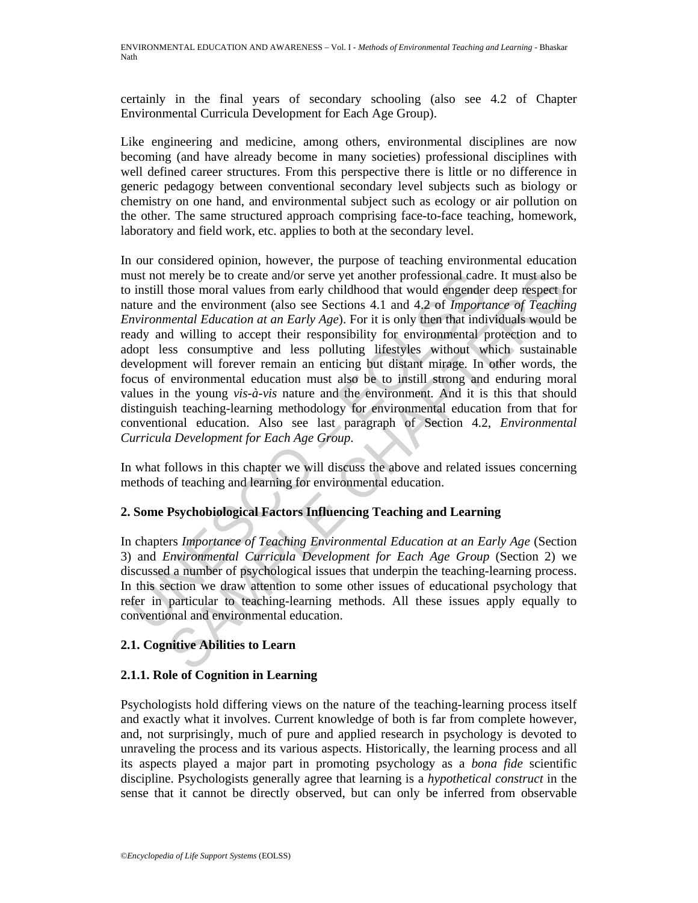certainly in the final years of secondary schooling (also see 4.2 of Chapter Environmental Curricula Development for Each Age Group).

Like engineering and medicine, among others, environmental disciplines are now becoming (and have already become in many societies) professional disciplines with well defined career structures. From this perspective there is little or no difference in generic pedagogy between conventional secondary level subjects such as biology or chemistry on one hand, and environmental subject such as ecology or air pollution on the other. The same structured approach comprising face-to-face teaching, homework, laboratory and field work, etc. applies to both at the secondary level.

In our considered opinion, however, the purpose of teaching environmental education must not merely be to create and/or serve yet another professional cadre. It must also be to instill those moral values from early childhood that would engender deep respect for nature and the environment (also see Sections 4.1 and 4.2 of *Importance of Teaching Environmental Education at an Early Age*). For it is only then that individuals would be ready and willing to accept their responsibility for environmental protection and to adopt less consumptive and less polluting lifestyles without which sustainable development will forever remain an enticing but distant mirage. In other words, the focus of environmental education must also be to instill strong and enduring moral values in the young *vis-à-vis* nature and the environment. And it is this that should distinguish teaching-learning methodology for environmental education from that for conventional education. Also see last paragraph of Section 4.2, *Environmental Curricula Development for Each Age Group*.

In what follows in this chapter we will discuss the above and related issues concerning methods of teaching and learning for environmental education.

## 2. Some Psychobiological Factors Influencing Teaching and Learning

In chapters *Importance of Teaching Environmental Education at an Early Age* (Section 3) and *Environmental Curricula Development for Each Age Group* (Section 2) we discussed a number of psychological issues that underpin the teaching-learning process. In this section we draw attention to some other issues of educational psychology that refer in particular to teaching-learning methods. All these issues apply equally to conventional and environmental education.

### 2.1. Cognitive Abilities to Learn

#### 2.1.1. Role of Cognition in Learning

Psychologists hold differing views on the nature of the teaching-learning process itself and exactly what it involves. Current knowledge of both is far from complete however, and, not surprisingly, much of pure and applied research in psychology is devoted to unraveling the process and its various aspects. Historically, the learning process and all its aspects played a major part in promoting psychology as a *bona fide* scientific discipline. Psychologists generally agree that learning is a *hypothetical construct* in the sense that it cannot be directly observed, but can only be inferred from observable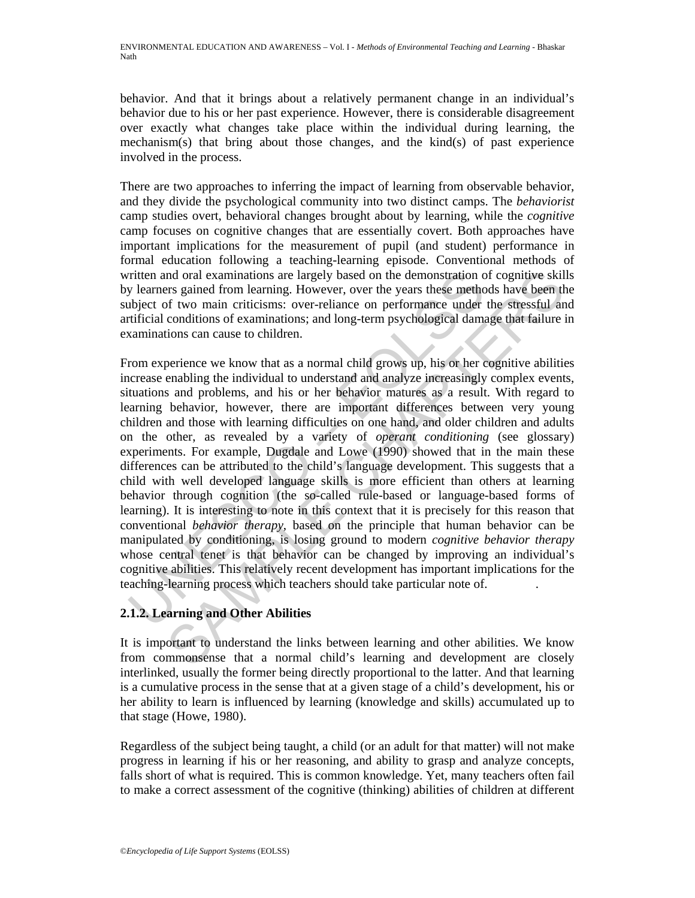behavior. And that it brings about a relatively permanent change in an individual's behavior due to his or her past experience. However, there is considerable disagreement over exactly what changes take place within the individual during learning, the mechanism(s) that bring about those changes, and the kind(s) of past experience involved in the process.

There are two approaches to inferring the impact of learning from observable behavior, and they divide the psychological community into two distinct camps. The *behaviorist* camp studies overt, behavioral changes brought about by learning, while the *cognitive* camp focuses on cognitive changes that are essentially covert. Both approaches have important implications for the measurement of pupil (and student) performance in formal education following a teaching-learning episode. Conventional methods of written and oral examinations are largely based on the demonstration of cognitive skills by learners gained from learning. However, over the years these methods have been the subject of two main criticisms: over-reliance on performance under the stressful and artificial conditions of examinations; and long-term psychological damage that failure in examinations can cause to children.

From experience we know that as a normal child grows up, his or her cognitive abilities increase enabling the individual to understand and analyze increasingly complex events, situations and problems, and his or her behavior matures as a result. With regard to learning behavior, however, there are important differences between very young children and those with learning difficulties on one hand, and older children and adults on the other, as revealed by a variety of *operant conditioning* (see glossary) experiments. For example, Dugdale and Lowe (1990) showed that in the main these differences can be attributed to the child's language development. This suggests that a child with well developed language skills is more efficient than others at learning behavior through cognition (the so-called rule-based or language-based forms of learning). It is interesting to note in this context that it is precisely for this reason that conventional *behavior therapy*, based on the principle that human behavior can be manipulated by conditioning, is losing ground to modern *cognitive behavior therapy* whose central tenet is that behavior can be changed by improving an individual's cognitive abilities. This relatively recent development has important implications for the teaching-learning process which teachers should take particular note of.

### 2.1.2. Learning and Other Abilities

It is important to understand the links between learning and other abilities. We know from commonsense that a normal child's learning and development are closely interlinked, usually the former being directly proportional to the latter. And that learning is a cumulative process in the sense that at a given stage of a child's development, his or her ability to learn is influenced by learning (knowledge and skills) accumulated up to that stage (Howe, 1980).

Regardless of the subject being taught, a child (or an adult for that matter) will not make progress in learning if his or her reasoning, and ability to grasp and analyze concepts, falls short of what is required. This is common knowledge. Yet, many teachers often fail to make a correct assessment of the cognitive (thinking) abilities of children at different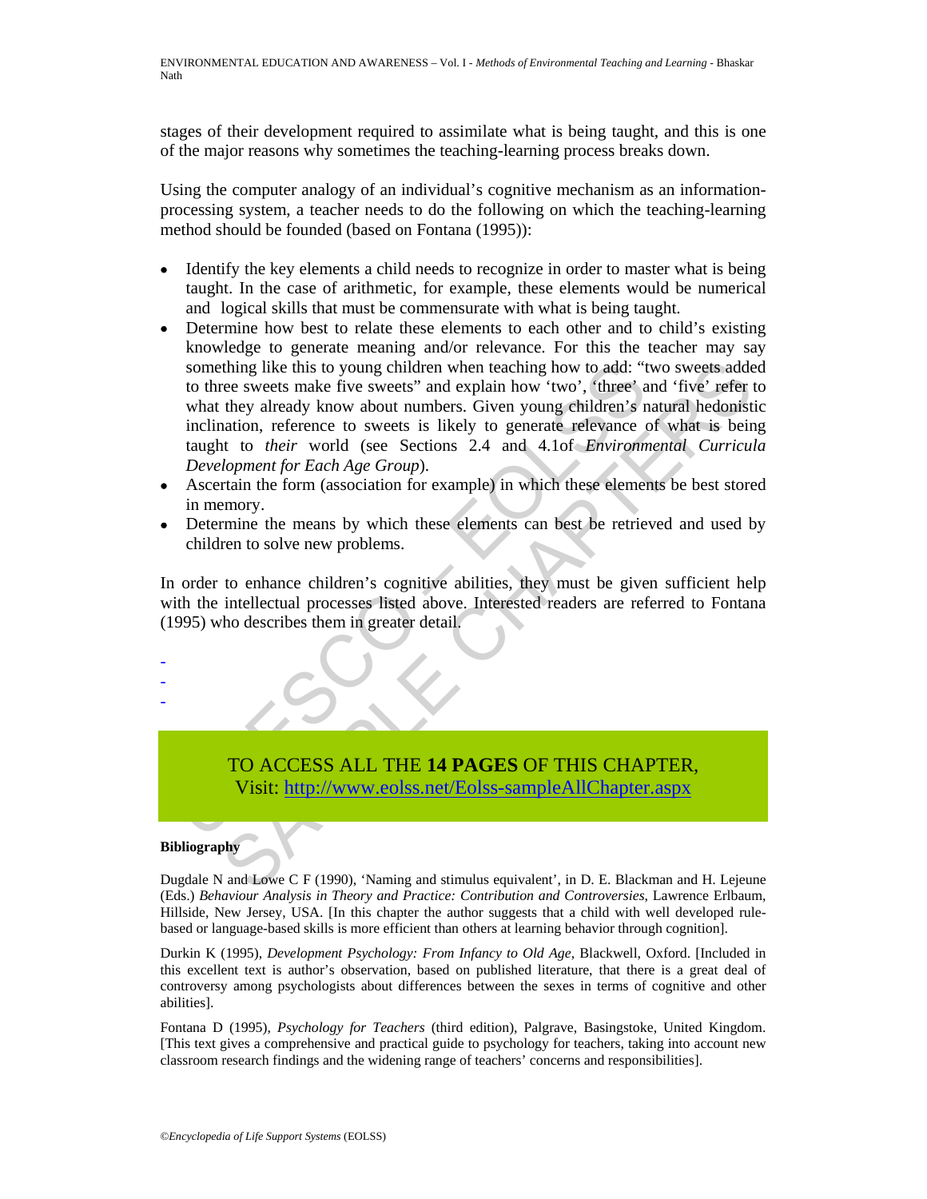stages of their development required to assimilate what is being taught, and this is one of the major reasons why sometimes the teaching-learning process breaks down.

Using the computer analogy of an individual's cognitive mechanism as an information-processing system, a teacher needs to do the following on which the teaching-learning method should be founded (based on Fontana (1995)):

- Identify the key elements a child needs to recognize in order to master what is being taught. In the case of arithmetic, for example, these elements would be numerical and logical skills that must be commensurate with what is being taught.
- Determine how best to relate these elements to each other and to child's existing knowledge to generate meaning and/or relevance. For this the teacher may say something like this to young children when teaching how to add: "two sweets added to three sweets make five sweets" and explain how 'two', 'three' and 'five' refer to what they already know about numbers. Given young children's natural hedonistic inclination, reference to sweets is likely to generate relevance of what is being taught to *their* world (see Sections 2.4 and 4.1of *Environmental Curricula Development for Each Age Group*).
- Ascertain the form (association for example) in which these elements be best stored in memory.
- Determine the means by which these elements can best be retrieved and used by children to solve new problems.

In order to enhance children's cognitive abilities, they must be given sufficient help with the intellectual processes listed above. Interested readers are referred to Fontana (1995) who describes them in greater detail.

-
-
-

TO ACCESS ALL THE **14 PAGES** OF THIS CHAPTER,
Visit: http://www.eolss.net/Eolss-sampleAllChapter.aspx

**Bibliography**

Dugdale N and Lowe C F (1990), 'Naming and stimulus equivalent', in D. E. Blackman and H. Lejeune (Eds.) *Behaviour Analysis in Theory and Practice: Contribution and Controversies*, Lawrence Erlbaum, Hillside, New Jersey, USA. [In this chapter the author suggests that a child with well developed rule-based or language-based skills is more efficient than others at learning behavior through cognition].

Durkin K (1995), *Development Psychology: From Infancy to Old Age*, Blackwell, Oxford. [Included in this excellent text is author's observation, based on published literature, that there is a great deal of controversy among psychologists about differences between the sexes in terms of cognitive and other abilities].

Fontana D (1995), *Psychology for Teachers* (third edition), Palgrave, Basingstoke, United Kingdom. [This text gives a comprehensive and practical guide to psychology for teachers, taking into account new classroom research findings and the widening range of teachers' concerns and responsibilities].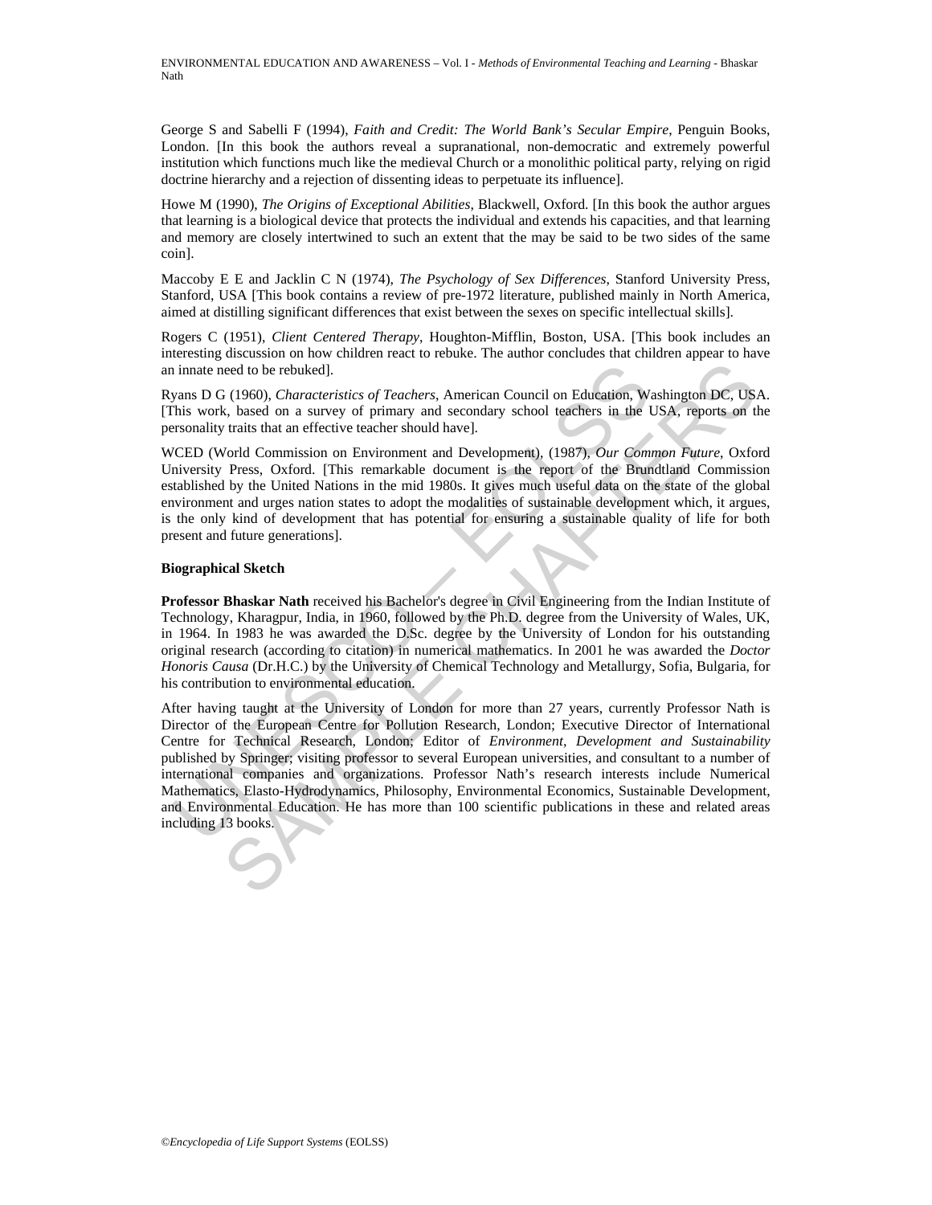George S and Sabelli F (1994), *Faith and Credit: The World Bank's Secular Empire*, Penguin Books, London. [In this book the authors reveal a supranational, non-democratic and extremely powerful institution which functions much like the medieval Church or a monolithic political party, relying on rigid doctrine hierarchy and a rejection of dissenting ideas to perpetuate its influence].

Howe M (1990), *The Origins of Exceptional Abilities*, Blackwell, Oxford. [In this book the author argues that learning is a biological device that protects the individual and extends his capacities, and that learning and memory are closely intertwined to such an extent that the may be said to be two sides of the same coin].

Maccoby E E and Jacklin C N (1974), *The Psychology of Sex Differences*, Stanford University Press, Stanford, USA [This book contains a review of pre-1972 literature, published mainly in North America, aimed at distilling significant differences that exist between the sexes on specific intellectual skills].

Rogers C (1951), *Client Centered Therapy*, Houghton-Mifflin, Boston, USA. [This book includes an interesting discussion on how children react to rebuke. The author concludes that children appear to have an innate need to be rebuked].

Ryans D G (1960), *Characteristics of Teachers*, American Council on Education, Washington DC, USA. [This work, based on a survey of primary and secondary school teachers in the USA, reports on the personality traits that an effective teacher should have].

WCED (World Commission on Environment and Development), (1987), *Our Common Future*, Oxford University Press, Oxford. [This remarkable document is the report of the Brundtland Commission established by the United Nations in the mid 1980s. It gives much useful data on the state of the global environment and urges nation states to adopt the modalities of sustainable development which, it argues, is the only kind of development that has potential for ensuring a sustainable quality of life for both present and future generations].

**Biographical Sketch**

**Professor Bhaskar Nath** received his Bachelor's degree in Civil Engineering from the Indian Institute of Technology, Kharagpur, India, in 1960, followed by the Ph.D. degree from the University of Wales, UK, in 1964. In 1983 he was awarded the D.Sc. degree by the University of London for his outstanding original research (according to citation) in numerical mathematics. In 2001 he was awarded the *Doctor Honoris Causa* (Dr.H.C.) by the University of Chemical Technology and Metallurgy, Sofia, Bulgaria, for his contribution to environmental education.

After having taught at the University of London for more than 27 years, currently Professor Nath is Director of the European Centre for Pollution Research, London; Executive Director of International Centre for Technical Research, London; Editor of *Environment, Development and Sustainability* published by Springer; visiting professor to several European universities, and consultant to a number of international companies and organizations. Professor Nath's research interests include Numerical Mathematics, Elasto-Hydrodynamics, Philosophy, Environmental Economics, Sustainable Development, and Environmental Education. He has more than 100 scientific publications in these and related areas including 13 books.